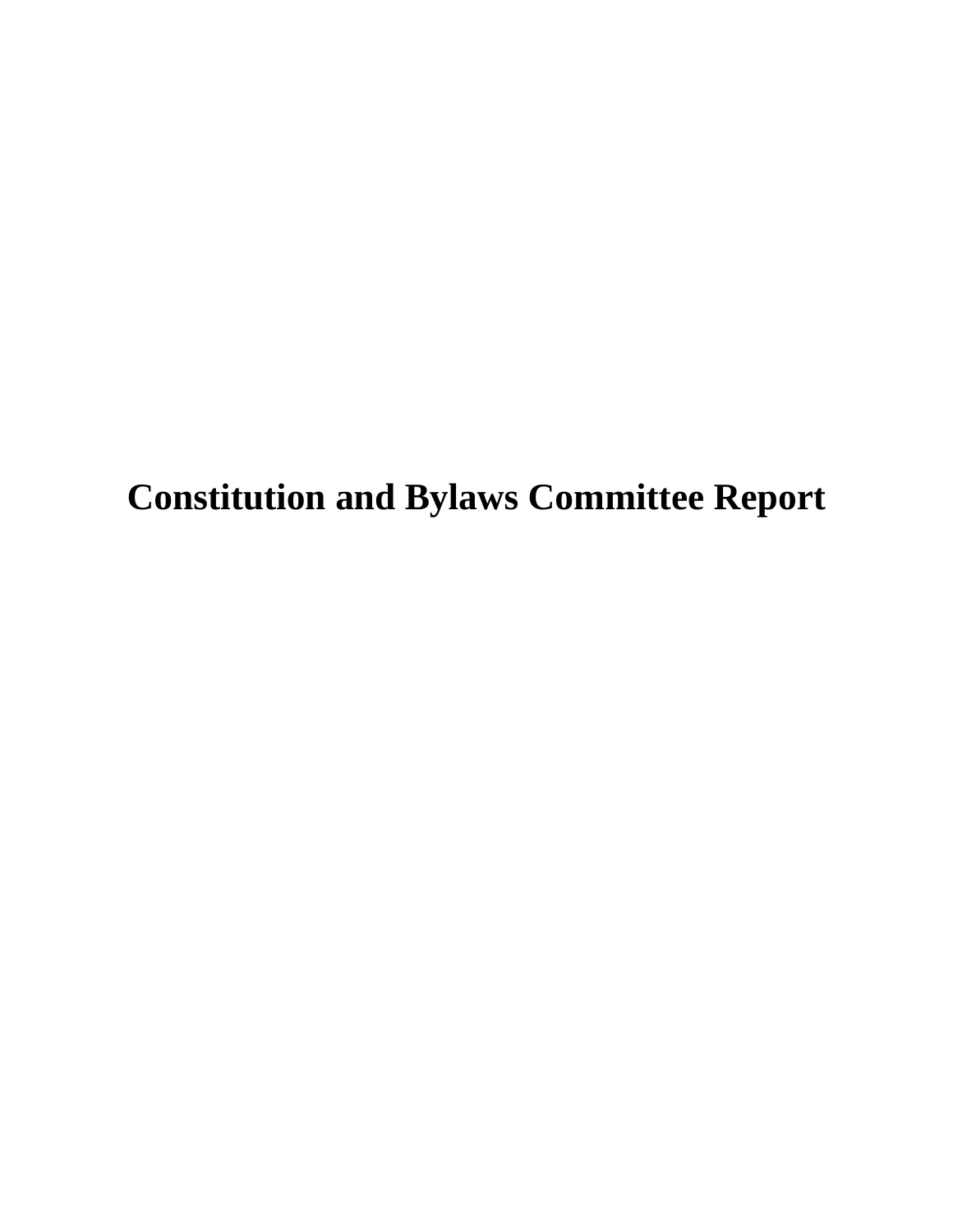# Constitution and Bylaws Committee Report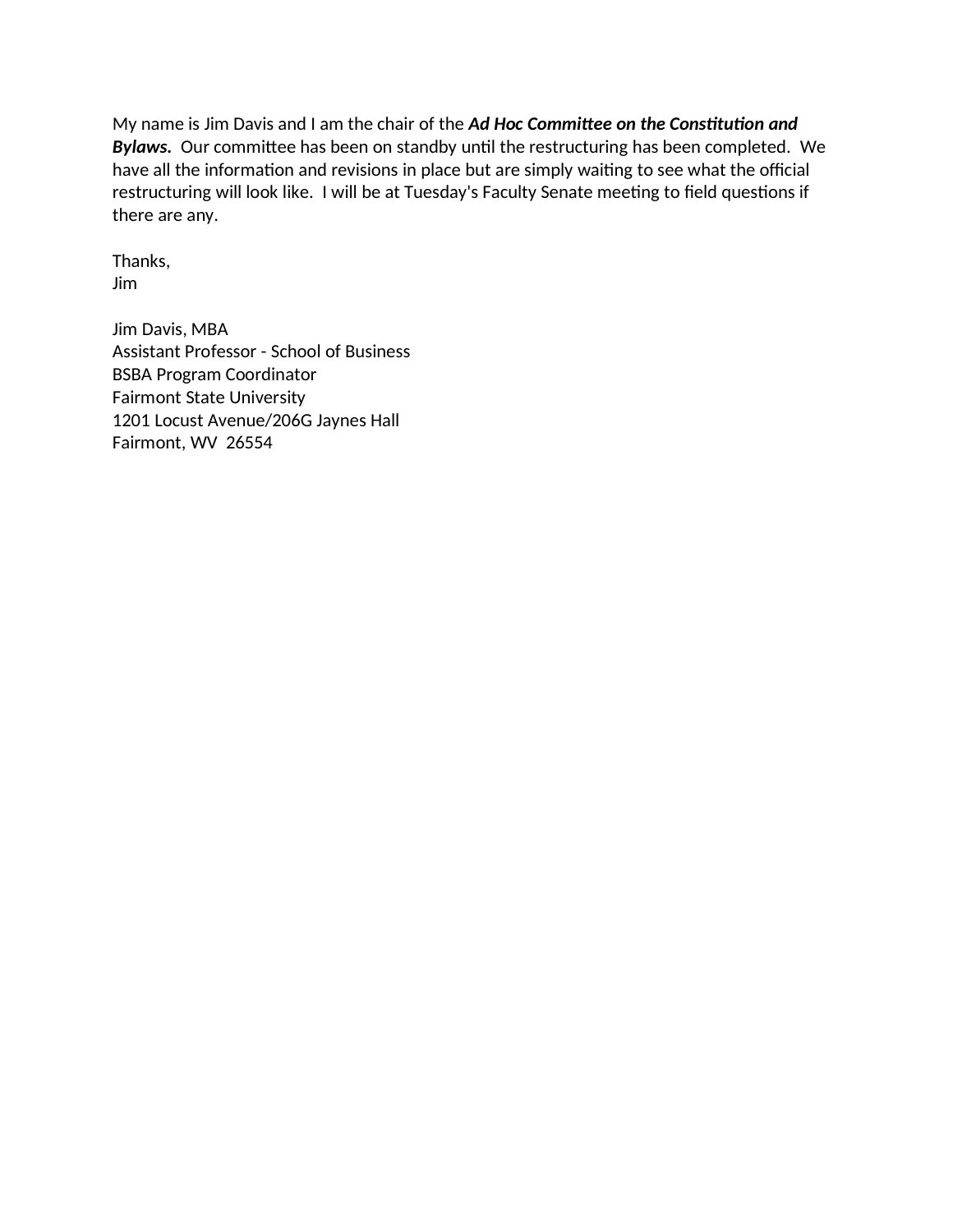My name is Jim Davis and I am the chair of the ***Ad Hoc Committee on the Constitution and Bylaws.*** Our committee has been on standby until the restructuring has been completed. We have all the information and revisions in place but are simply waiting to see what the official restructuring will look like. I will be at Tuesday's Faculty Senate meeting to field questions if there are any.

Thanks,
Jim

Jim Davis, MBA
Assistant Professor - School of Business
BSBA Program Coordinator
Fairmont State University
1201 Locust Avenue/206G Jaynes Hall
Fairmont, WV 26554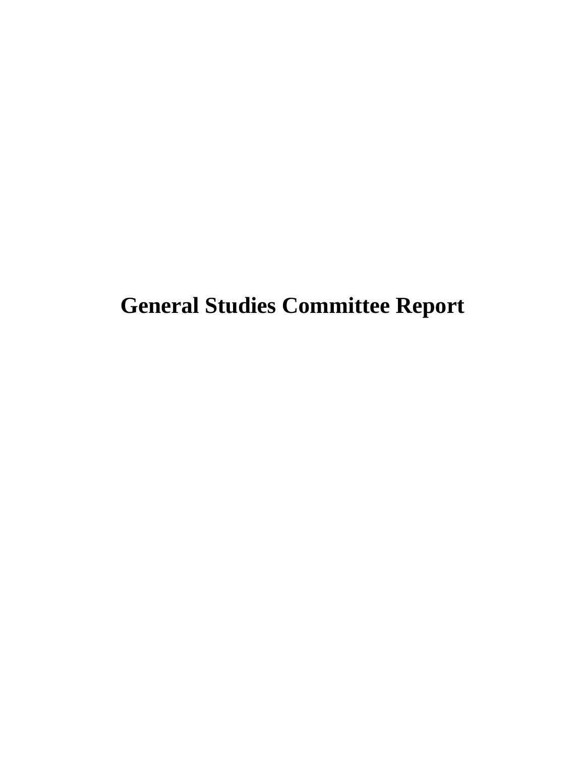# General Studies Committee Report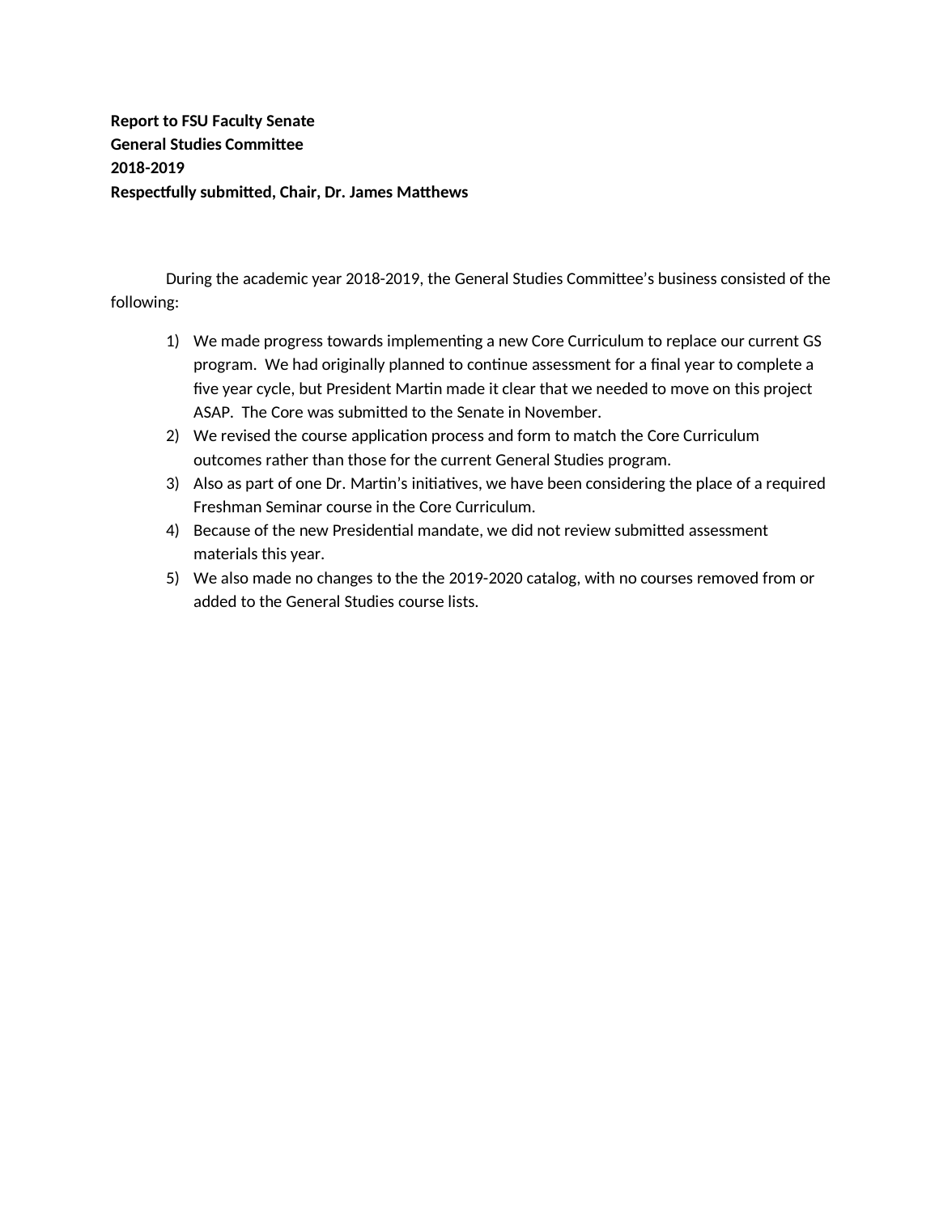**Report to FSU Faculty Senate**
**General Studies Committee**
**2018-2019**
**Respectfully submitted, Chair, Dr. James Matthews**

During the academic year 2018-2019, the General Studies Committee's business consisted of the following:

1) We made progress towards implementing a new Core Curriculum to replace our current GS program. We had originally planned to continue assessment for a final year to complete a five year cycle, but President Martin made it clear that we needed to move on this project ASAP. The Core was submitted to the Senate in November.
2) We revised the course application process and form to match the Core Curriculum outcomes rather than those for the current General Studies program.
3) Also as part of one Dr. Martin's initiatives, we have been considering the place of a required Freshman Seminar course in the Core Curriculum.
4) Because of the new Presidential mandate, we did not review submitted assessment materials this year.
5) We also made no changes to the the 2019-2020 catalog, with no courses removed from or added to the General Studies course lists.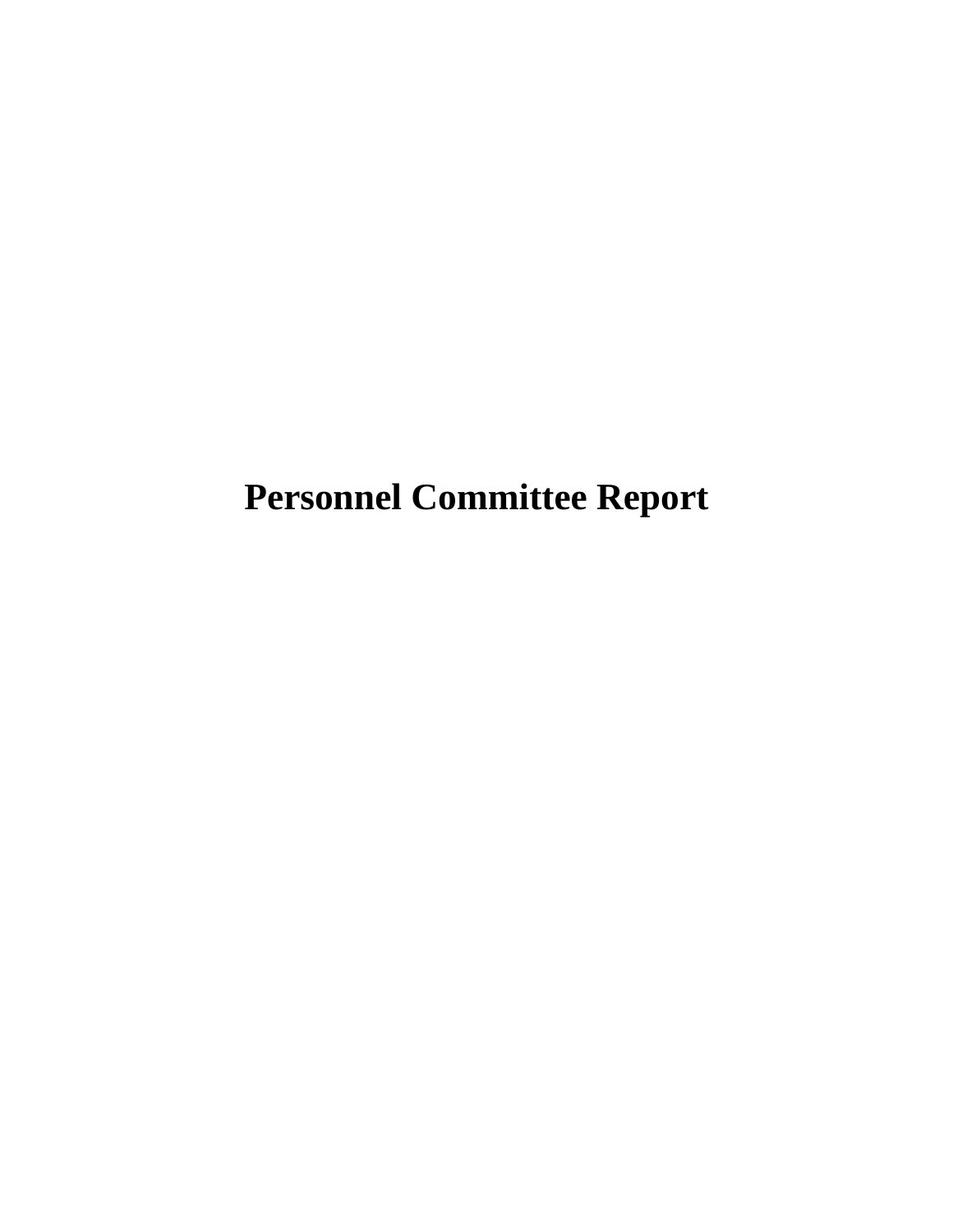# Personnel Committee Report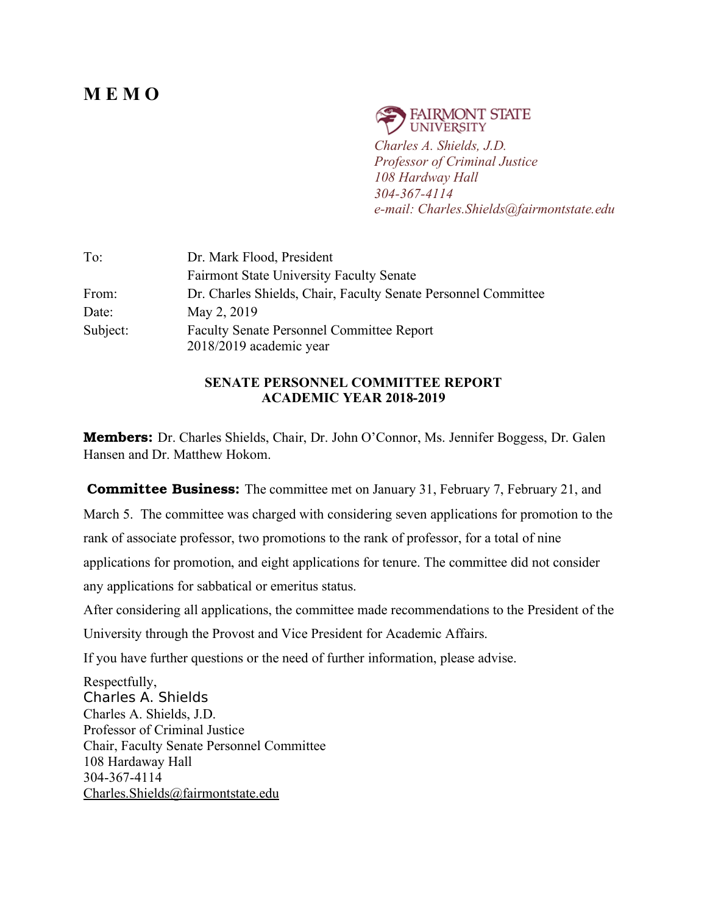# M E M O

FAIRMONT STATE UNIVERSITY

*Charles A. Shields, J.D.*
*Professor of Criminal Justice*
*108 Hardway Hall*
*304-367-4114*
*e-mail: Charles.Shields@fairmontstate.edu*

| | |
|---|---|
| To: | Dr. Mark Flood, President |
| | Fairmont State University Faculty Senate |
| From: | Dr. Charles Shields, Chair, Faculty Senate Personnel Committee |
| Date: | May 2, 2019 |
| Subject: | Faculty Senate Personnel Committee Report<br>2018/2019 academic year |

**SENATE PERSONNEL COMMITTEE REPORT**
**ACADEMIC YEAR 2018-2019**

**Members:** Dr. Charles Shields, Chair, Dr. John O'Connor, Ms. Jennifer Boggess, Dr. Galen Hansen and Dr. Matthew Hokom.

**Committee Business:** The committee met on January 31, February 7, February 21, and March 5. The committee was charged with considering seven applications for promotion to the rank of associate professor, two promotions to the rank of professor, for a total of nine applications for promotion, and eight applications for tenure. The committee did not consider any applications for sabbatical or emeritus status.

After considering all applications, the committee made recommendations to the President of the University through the Provost and Vice President for Academic Affairs.

If you have further questions or the need of further information, please advise.

Respectfully,
Charles A. Shields
Charles A. Shields, J.D.
Professor of Criminal Justice
Chair, Faculty Senate Personnel Committee
108 Hardaway Hall
304-367-4114
Charles.Shields@fairmontstate.edu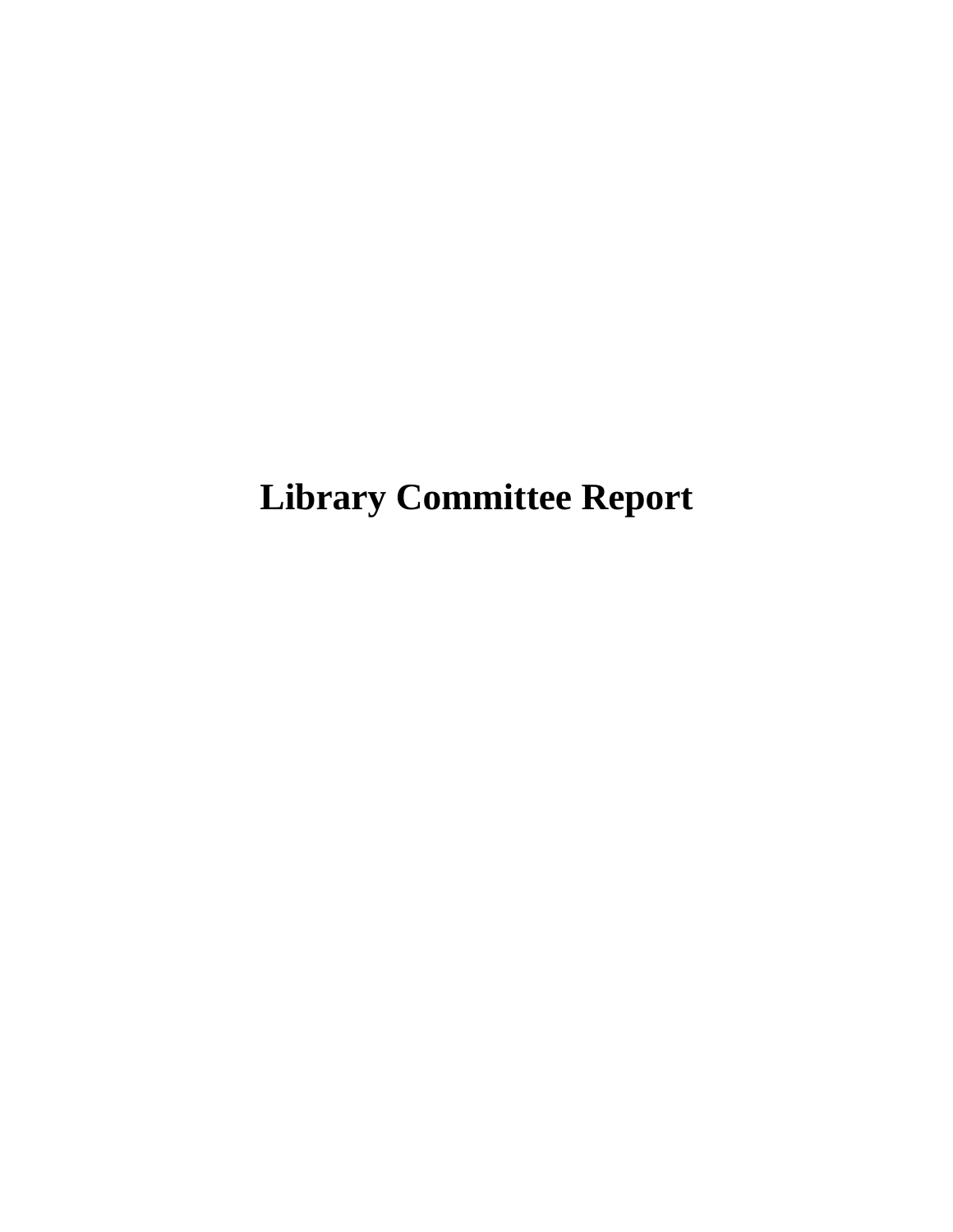# Library Committee Report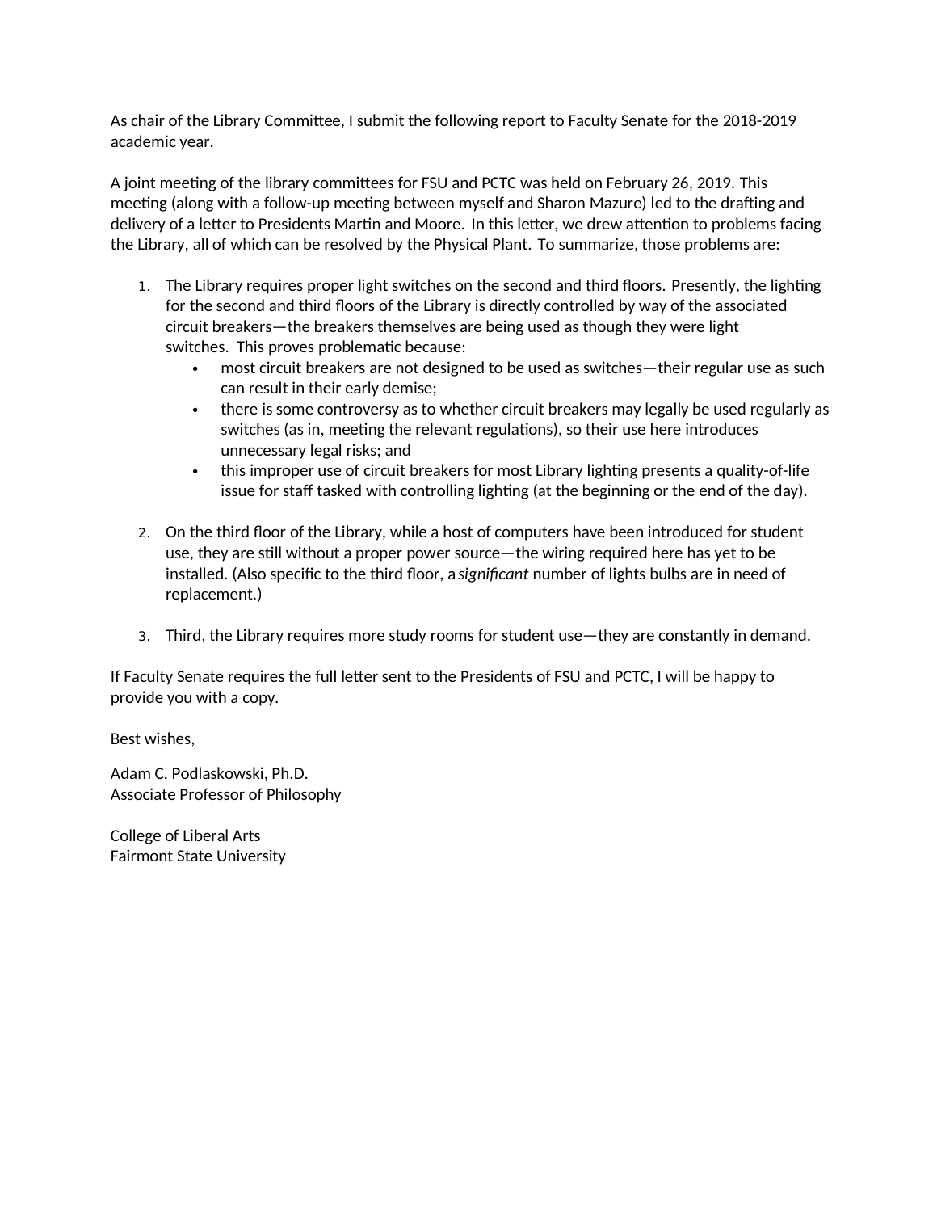As chair of the Library Committee, I submit the following report to Faculty Senate for the 2018-2019 academic year.

A joint meeting of the library committees for FSU and PCTC was held on February 26, 2019. This meeting (along with a follow-up meeting between myself and Sharon Mazure) led to the drafting and delivery of a letter to Presidents Martin and Moore. In this letter, we drew attention to problems facing the Library, all of which can be resolved by the Physical Plant. To summarize, those problems are:

1. The Library requires proper light switches on the second and third floors. Presently, the lighting for the second and third floors of the Library is directly controlled by way of the associated circuit breakers—the breakers themselves are being used as though they were light switches. This proves problematic because:
   - most circuit breakers are not designed to be used as switches—their regular use as such can result in their early demise;
   - there is some controversy as to whether circuit breakers may legally be used regularly as switches (as in, meeting the relevant regulations), so their use here introduces unnecessary legal risks; and
   - this improper use of circuit breakers for most Library lighting presents a quality-of-life issue for staff tasked with controlling lighting (at the beginning or the end of the day).

2. On the third floor of the Library, while a host of computers have been introduced for student use, they are still without a proper power source—the wiring required here has yet to be installed. (Also specific to the third floor, a *significant* number of lights bulbs are in need of replacement.)

3. Third, the Library requires more study rooms for student use—they are constantly in demand.

If Faculty Senate requires the full letter sent to the Presidents of FSU and PCTC, I will be happy to provide you with a copy.

Best wishes,

Adam C. Podlaskowski, Ph.D.
Associate Professor of Philosophy

College of Liberal Arts
Fairmont State University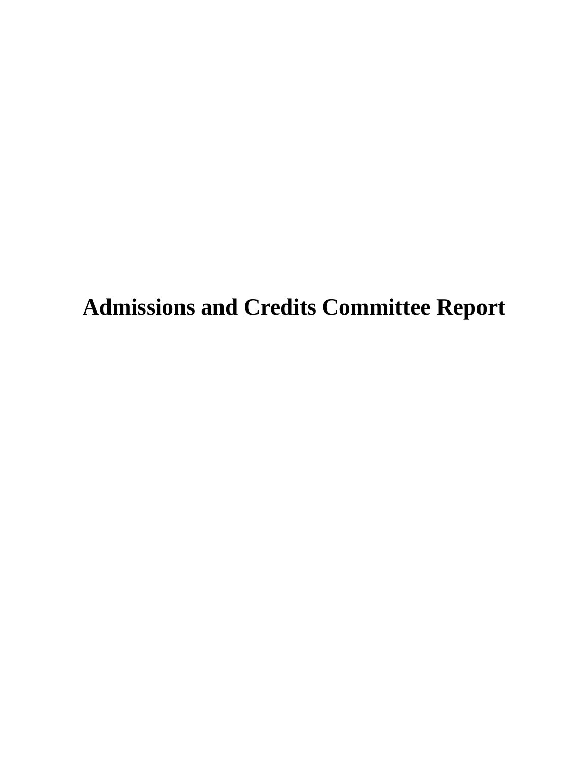# Admissions and Credits Committee Report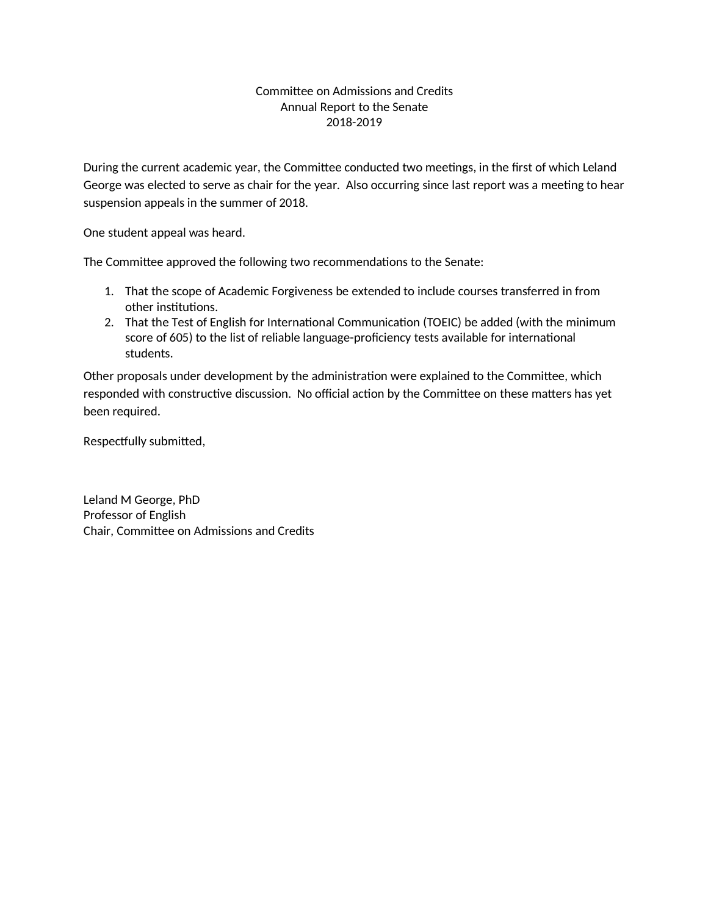# Committee on Admissions and Credits
## Annual Report to the Senate
## 2018-2019

During the current academic year, the Committee conducted two meetings, in the first of which Leland George was elected to serve as chair for the year. Also occurring since last report was a meeting to hear suspension appeals in the summer of 2018.

One student appeal was heard.

The Committee approved the following two recommendations to the Senate:

1. That the scope of Academic Forgiveness be extended to include courses transferred in from other institutions.
2. That the Test of English for International Communication (TOEIC) be added (with the minimum score of 605) to the list of reliable language-proficiency tests available for international students.

Other proposals under development by the administration were explained to the Committee, which responded with constructive discussion. No official action by the Committee on these matters has yet been required.

Respectfully submitted,

Leland M George, PhD
Professor of English
Chair, Committee on Admissions and Credits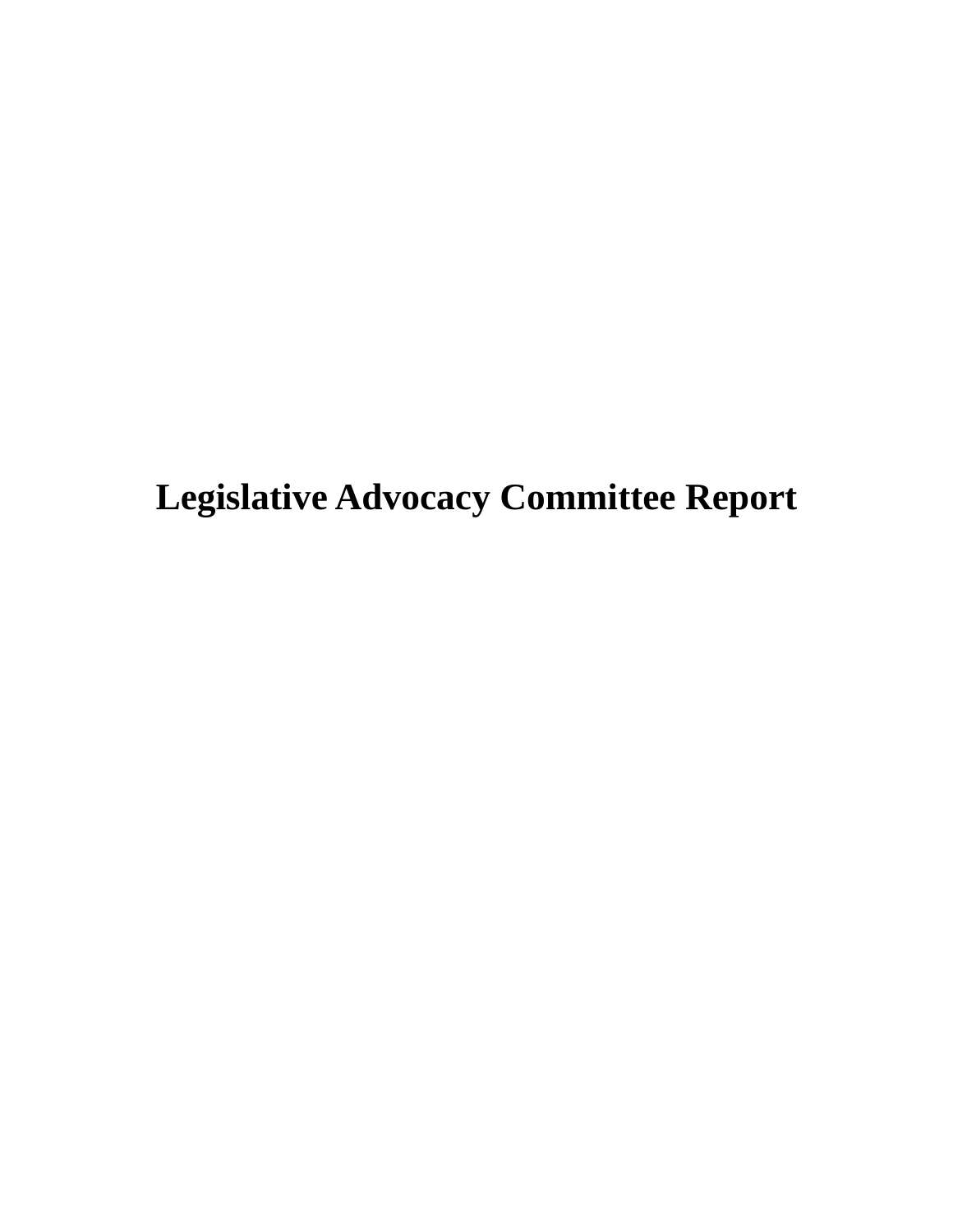# Legislative Advocacy Committee Report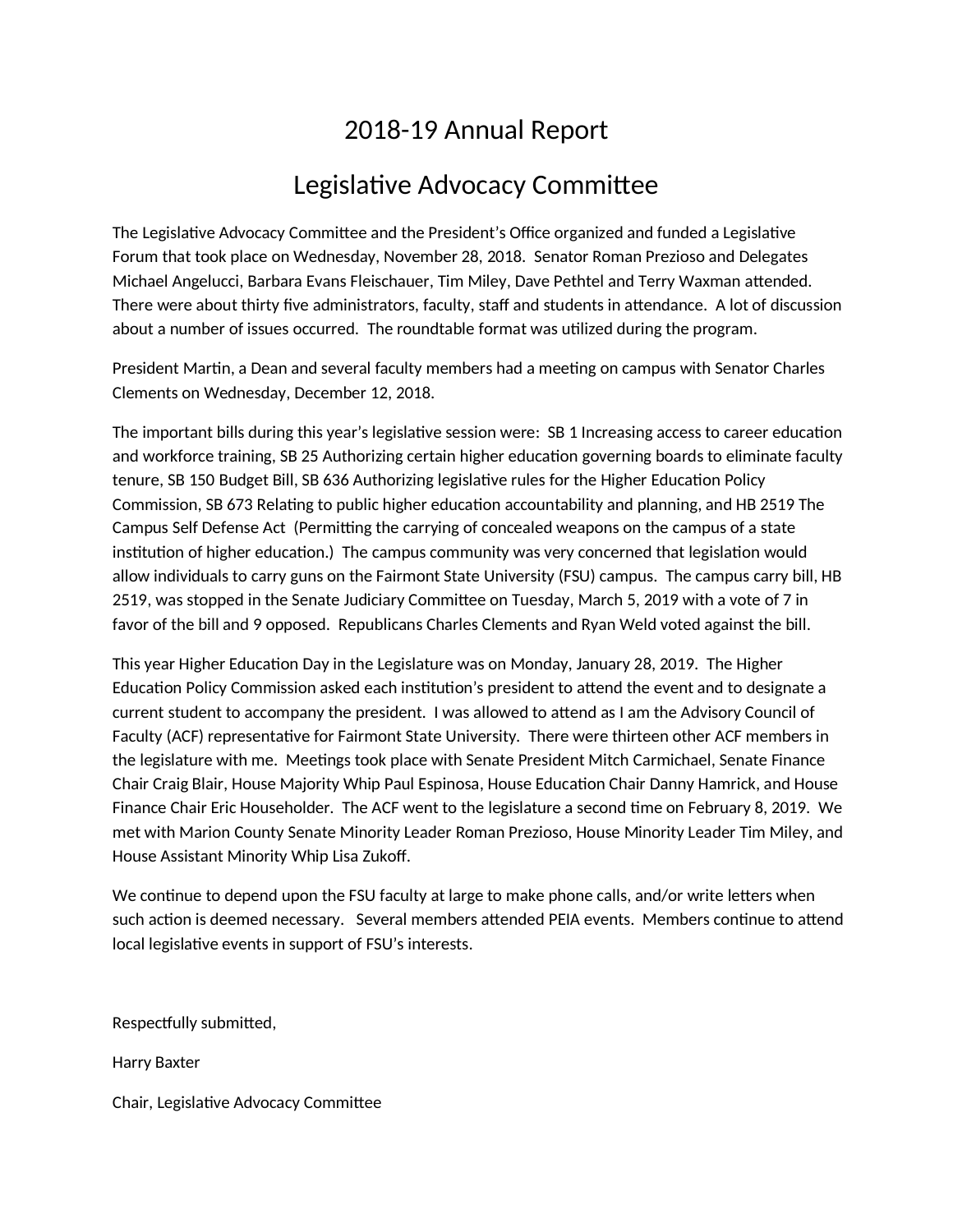# 2018-19 Annual Report

## Legislative Advocacy Committee

The Legislative Advocacy Committee and the President's Office organized and funded a Legislative Forum that took place on Wednesday, November 28, 2018. Senator Roman Prezioso and Delegates Michael Angelucci, Barbara Evans Fleischauer, Tim Miley, Dave Pethtel and Terry Waxman attended. There were about thirty five administrators, faculty, staff and students in attendance. A lot of discussion about a number of issues occurred. The roundtable format was utilized during the program.

President Martin, a Dean and several faculty members had a meeting on campus with Senator Charles Clements on Wednesday, December 12, 2018.

The important bills during this year's legislative session were: SB 1 Increasing access to career education and workforce training, SB 25 Authorizing certain higher education governing boards to eliminate faculty tenure, SB 150 Budget Bill, SB 636 Authorizing legislative rules for the Higher Education Policy Commission, SB 673 Relating to public higher education accountability and planning, and HB 2519 The Campus Self Defense Act (Permitting the carrying of concealed weapons on the campus of a state institution of higher education.) The campus community was very concerned that legislation would allow individuals to carry guns on the Fairmont State University (FSU) campus. The campus carry bill, HB 2519, was stopped in the Senate Judiciary Committee on Tuesday, March 5, 2019 with a vote of 7 in favor of the bill and 9 opposed. Republicans Charles Clements and Ryan Weld voted against the bill.

This year Higher Education Day in the Legislature was on Monday, January 28, 2019. The Higher Education Policy Commission asked each institution's president to attend the event and to designate a current student to accompany the president. I was allowed to attend as I am the Advisory Council of Faculty (ACF) representative for Fairmont State University. There were thirteen other ACF members in the legislature with me. Meetings took place with Senate President Mitch Carmichael, Senate Finance Chair Craig Blair, House Majority Whip Paul Espinosa, House Education Chair Danny Hamrick, and House Finance Chair Eric Householder. The ACF went to the legislature a second time on February 8, 2019. We met with Marion County Senate Minority Leader Roman Prezioso, House Minority Leader Tim Miley, and House Assistant Minority Whip Lisa Zukoff.

We continue to depend upon the FSU faculty at large to make phone calls, and/or write letters when such action is deemed necessary. Several members attended PEIA events. Members continue to attend local legislative events in support of FSU's interests.

Respectfully submitted,

Harry Baxter

Chair, Legislative Advocacy Committee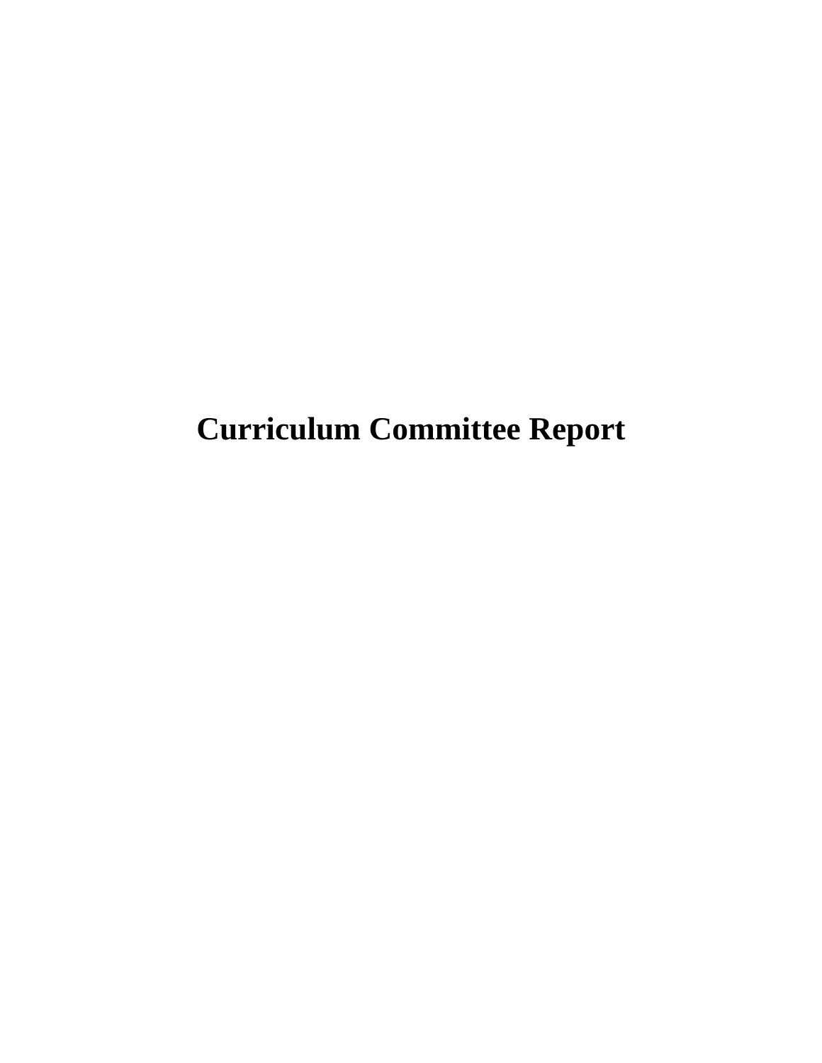# Curriculum Committee Report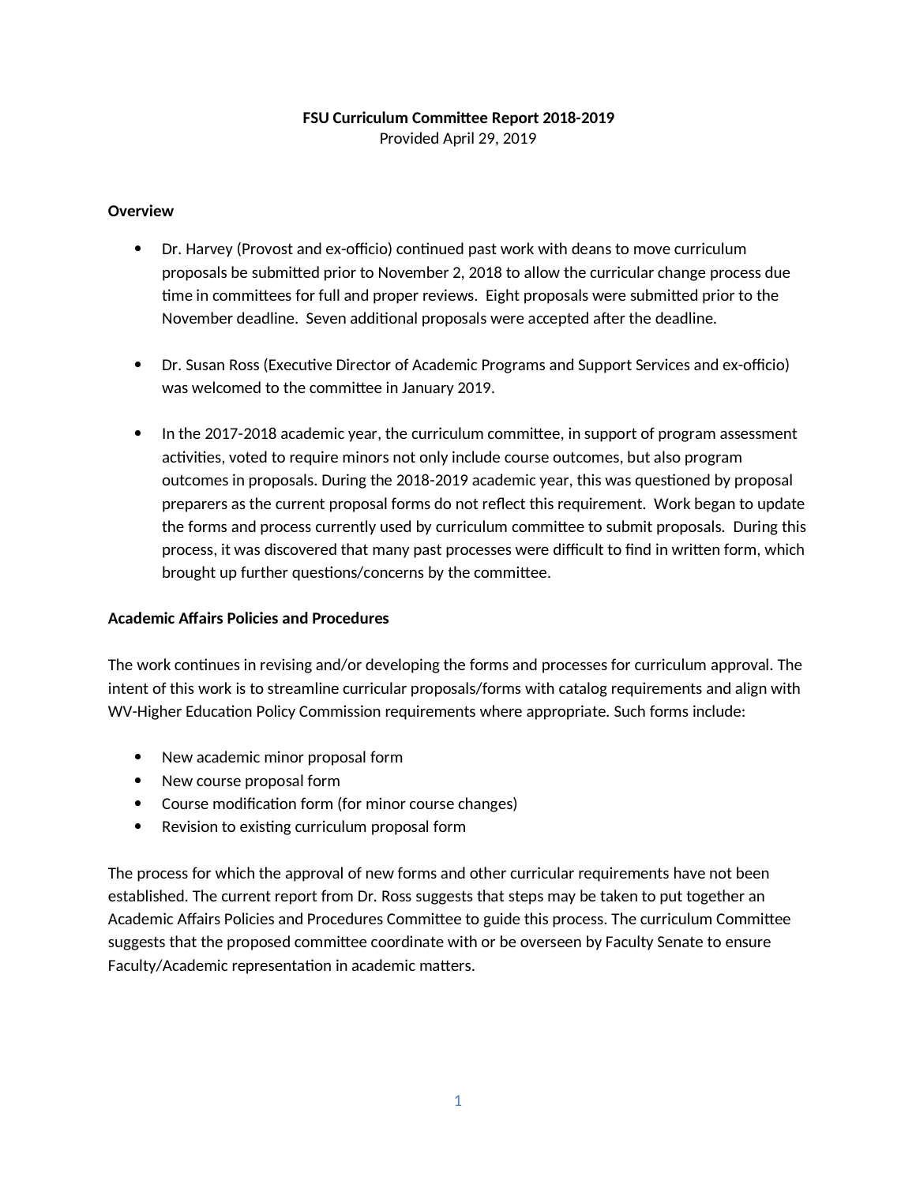**FSU Curriculum Committee Report 2018-2019**
Provided April 29, 2019

**Overview**

- Dr. Harvey (Provost and ex-officio) continued past work with deans to move curriculum proposals be submitted prior to November 2, 2018 to allow the curricular change process due time in committees for full and proper reviews. Eight proposals were submitted prior to the November deadline. Seven additional proposals were accepted after the deadline.

- Dr. Susan Ross (Executive Director of Academic Programs and Support Services and ex-officio) was welcomed to the committee in January 2019.

- In the 2017-2018 academic year, the curriculum committee, in support of program assessment activities, voted to require minors not only include course outcomes, but also program outcomes in proposals. During the 2018-2019 academic year, this was questioned by proposal preparers as the current proposal forms do not reflect this requirement. Work began to update the forms and process currently used by curriculum committee to submit proposals. During this process, it was discovered that many past processes were difficult to find in written form, which brought up further questions/concerns by the committee.

**Academic Affairs Policies and Procedures**

The work continues in revising and/or developing the forms and processes for curriculum approval. The intent of this work is to streamline curricular proposals/forms with catalog requirements and align with WV-Higher Education Policy Commission requirements where appropriate. Such forms include:

- New academic minor proposal form
- New course proposal form
- Course modification form (for minor course changes)
- Revision to existing curriculum proposal form

The process for which the approval of new forms and other curricular requirements have not been established. The current report from Dr. Ross suggests that steps may be taken to put together an Academic Affairs Policies and Procedures Committee to guide this process. The curriculum Committee suggests that the proposed committee coordinate with or be overseen by Faculty Senate to ensure Faculty/Academic representation in academic matters.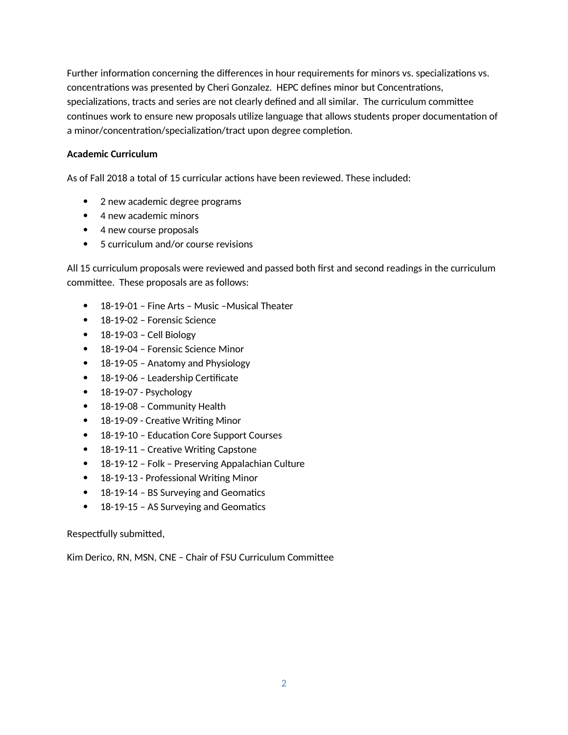Further information concerning the differences in hour requirements for minors vs. specializations vs. concentrations was presented by Cheri Gonzalez. HEPC defines minor but Concentrations, specializations, tracts and series are not clearly defined and all similar. The curriculum committee continues work to ensure new proposals utilize language that allows students proper documentation of a minor/concentration/specialization/tract upon degree completion.

**Academic Curriculum**

As of Fall 2018 a total of 15 curricular actions have been reviewed. These included:

- 2 new academic degree programs
- 4 new academic minors
- 4 new course proposals
- 5 curriculum and/or course revisions

All 15 curriculum proposals were reviewed and passed both first and second readings in the curriculum committee. These proposals are as follows:

- 18-19-01 – Fine Arts – Music –Musical Theater
- 18-19-02 – Forensic Science
- 18-19-03 – Cell Biology
- 18-19-04 – Forensic Science Minor
- 18-19-05 – Anatomy and Physiology
- 18-19-06 – Leadership Certificate
- 18-19-07 - Psychology
- 18-19-08 – Community Health
- 18-19-09 - Creative Writing Minor
- 18-19-10 – Education Core Support Courses
- 18-19-11 – Creative Writing Capstone
- 18-19-12 – Folk – Preserving Appalachian Culture
- 18-19-13 - Professional Writing Minor
- 18-19-14 – BS Surveying and Geomatics
- 18-19-15 – AS Surveying and Geomatics

Respectfully submitted,

Kim Derico, RN, MSN, CNE – Chair of FSU Curriculum Committee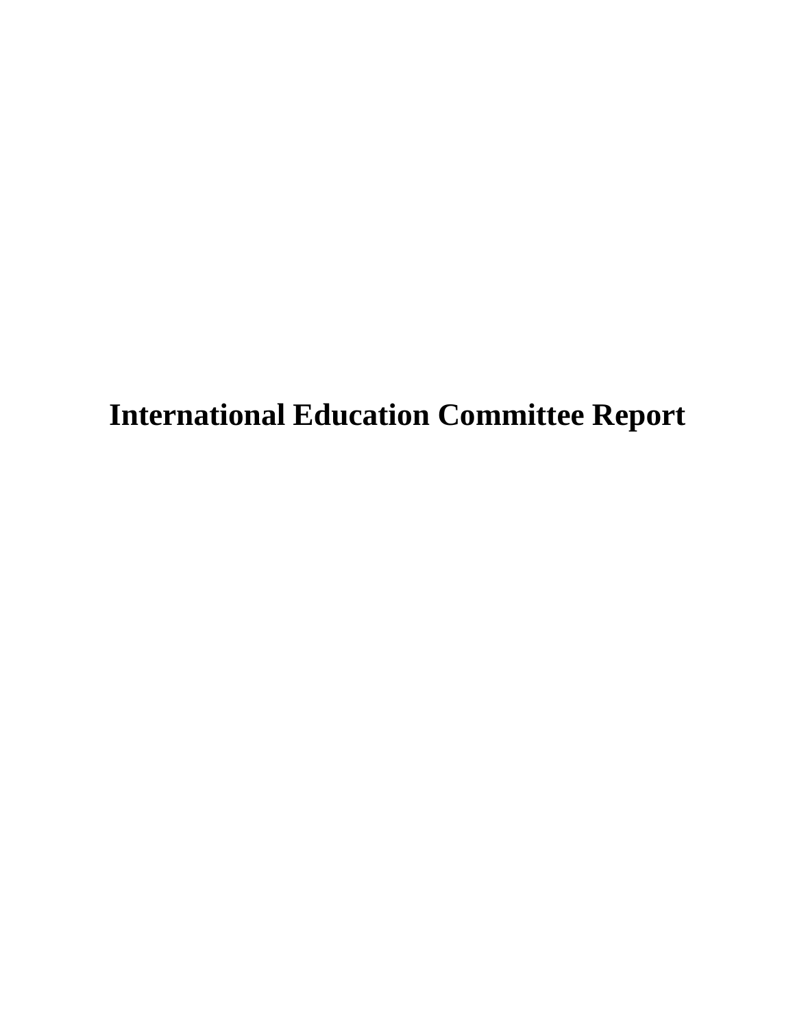# International Education Committee Report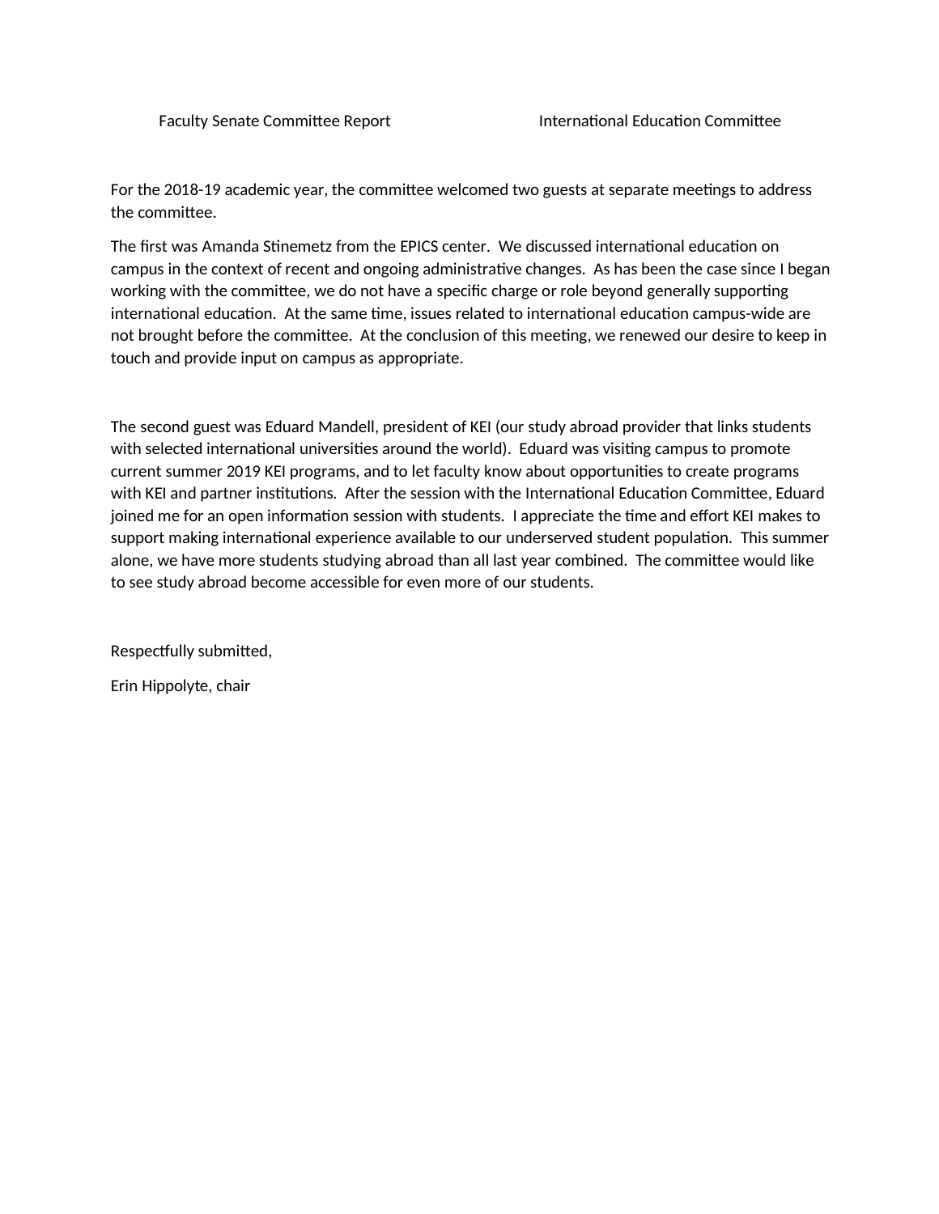Faculty Senate Committee Report International Education Committee

For the 2018-19 academic year, the committee welcomed two guests at separate meetings to address the committee.

The first was Amanda Stinemetz from the EPICS center. We discussed international education on campus in the context of recent and ongoing administrative changes. As has been the case since I began working with the committee, we do not have a specific charge or role beyond generally supporting international education. At the same time, issues related to international education campus-wide are not brought before the committee. At the conclusion of this meeting, we renewed our desire to keep in touch and provide input on campus as appropriate.

The second guest was Eduard Mandell, president of KEI (our study abroad provider that links students with selected international universities around the world). Eduard was visiting campus to promote current summer 2019 KEI programs, and to let faculty know about opportunities to create programs with KEI and partner institutions. After the session with the International Education Committee, Eduard joined me for an open information session with students. I appreciate the time and effort KEI makes to support making international experience available to our underserved student population. This summer alone, we have more students studying abroad than all last year combined. The committee would like to see study abroad become accessible for even more of our students.

Respectfully submitted,

Erin Hippolyte, chair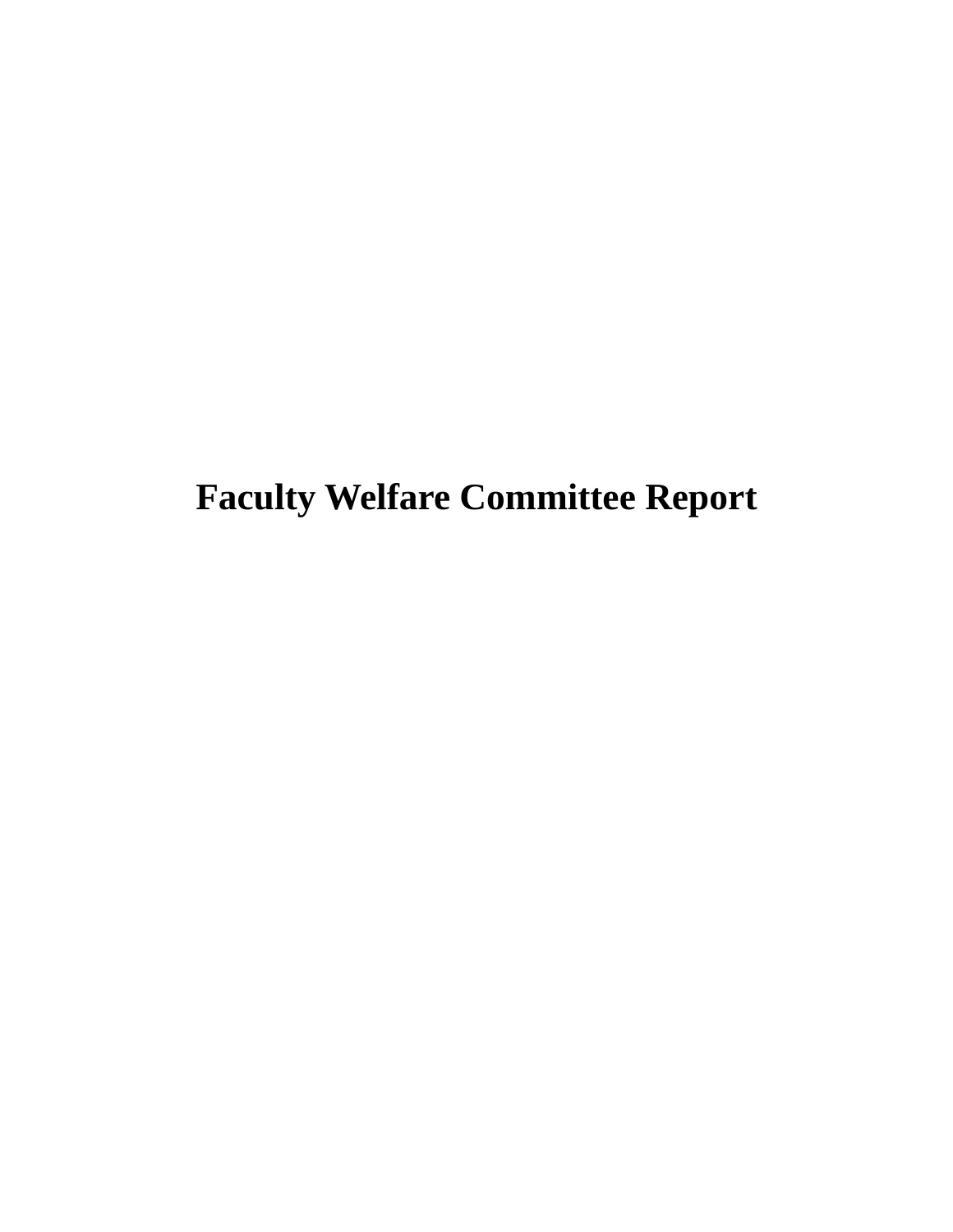# Faculty Welfare Committee Report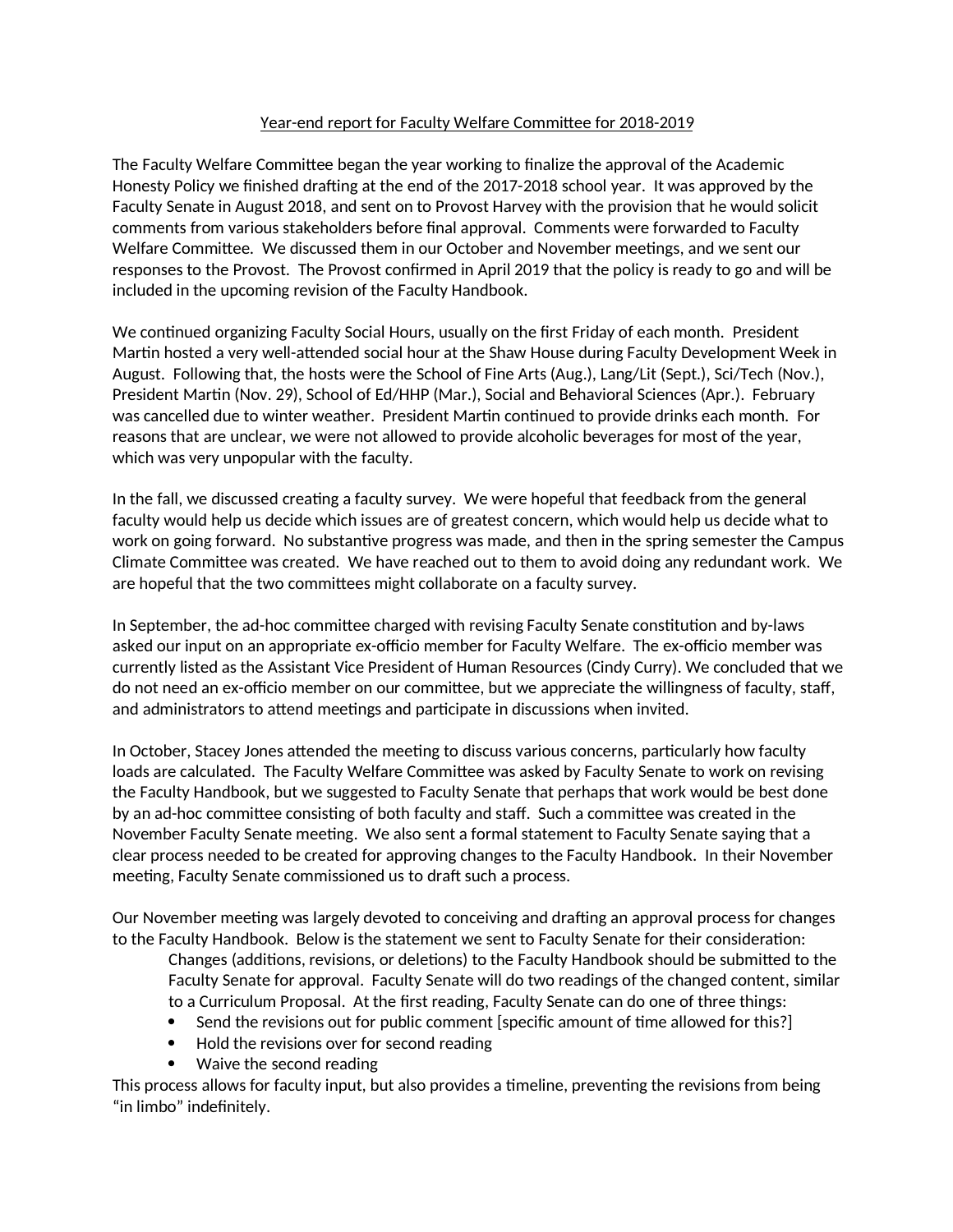Year-end report for Faculty Welfare Committee for 2018-2019

The Faculty Welfare Committee began the year working to finalize the approval of the Academic Honesty Policy we finished drafting at the end of the 2017-2018 school year. It was approved by the Faculty Senate in August 2018, and sent on to Provost Harvey with the provision that he would solicit comments from various stakeholders before final approval. Comments were forwarded to Faculty Welfare Committee. We discussed them in our October and November meetings, and we sent our responses to the Provost. The Provost confirmed in April 2019 that the policy is ready to go and will be included in the upcoming revision of the Faculty Handbook.

We continued organizing Faculty Social Hours, usually on the first Friday of each month. President Martin hosted a very well-attended social hour at the Shaw House during Faculty Development Week in August. Following that, the hosts were the School of Fine Arts (Aug.), Lang/Lit (Sept.), Sci/Tech (Nov.), President Martin (Nov. 29), School of Ed/HHP (Mar.), Social and Behavioral Sciences (Apr.). February was cancelled due to winter weather. President Martin continued to provide drinks each month. For reasons that are unclear, we were not allowed to provide alcoholic beverages for most of the year, which was very unpopular with the faculty.

In the fall, we discussed creating a faculty survey. We were hopeful that feedback from the general faculty would help us decide which issues are of greatest concern, which would help us decide what to work on going forward. No substantive progress was made, and then in the spring semester the Campus Climate Committee was created. We have reached out to them to avoid doing any redundant work. We are hopeful that the two committees might collaborate on a faculty survey.

In September, the ad-hoc committee charged with revising Faculty Senate constitution and by-laws asked our input on an appropriate ex-officio member for Faculty Welfare. The ex-officio member was currently listed as the Assistant Vice President of Human Resources (Cindy Curry). We concluded that we do not need an ex-officio member on our committee, but we appreciate the willingness of faculty, staff, and administrators to attend meetings and participate in discussions when invited.

In October, Stacey Jones attended the meeting to discuss various concerns, particularly how faculty loads are calculated. The Faculty Welfare Committee was asked by Faculty Senate to work on revising the Faculty Handbook, but we suggested to Faculty Senate that perhaps that work would be best done by an ad-hoc committee consisting of both faculty and staff. Such a committee was created in the November Faculty Senate meeting. We also sent a formal statement to Faculty Senate saying that a clear process needed to be created for approving changes to the Faculty Handbook. In their November meeting, Faculty Senate commissioned us to draft such a process.

Our November meeting was largely devoted to conceiving and drafting an approval process for changes to the Faculty Handbook. Below is the statement we sent to Faculty Senate for their consideration:

> Changes (additions, revisions, or deletions) to the Faculty Handbook should be submitted to the Faculty Senate for approval. Faculty Senate will do two readings of the changed content, similar to a Curriculum Proposal. At the first reading, Faculty Senate can do one of three things:
>
> - Send the revisions out for public comment [specific amount of time allowed for this?]
> - Hold the revisions over for second reading
> - Waive the second reading

This process allows for faculty input, but also provides a timeline, preventing the revisions from being "in limbo" indefinitely.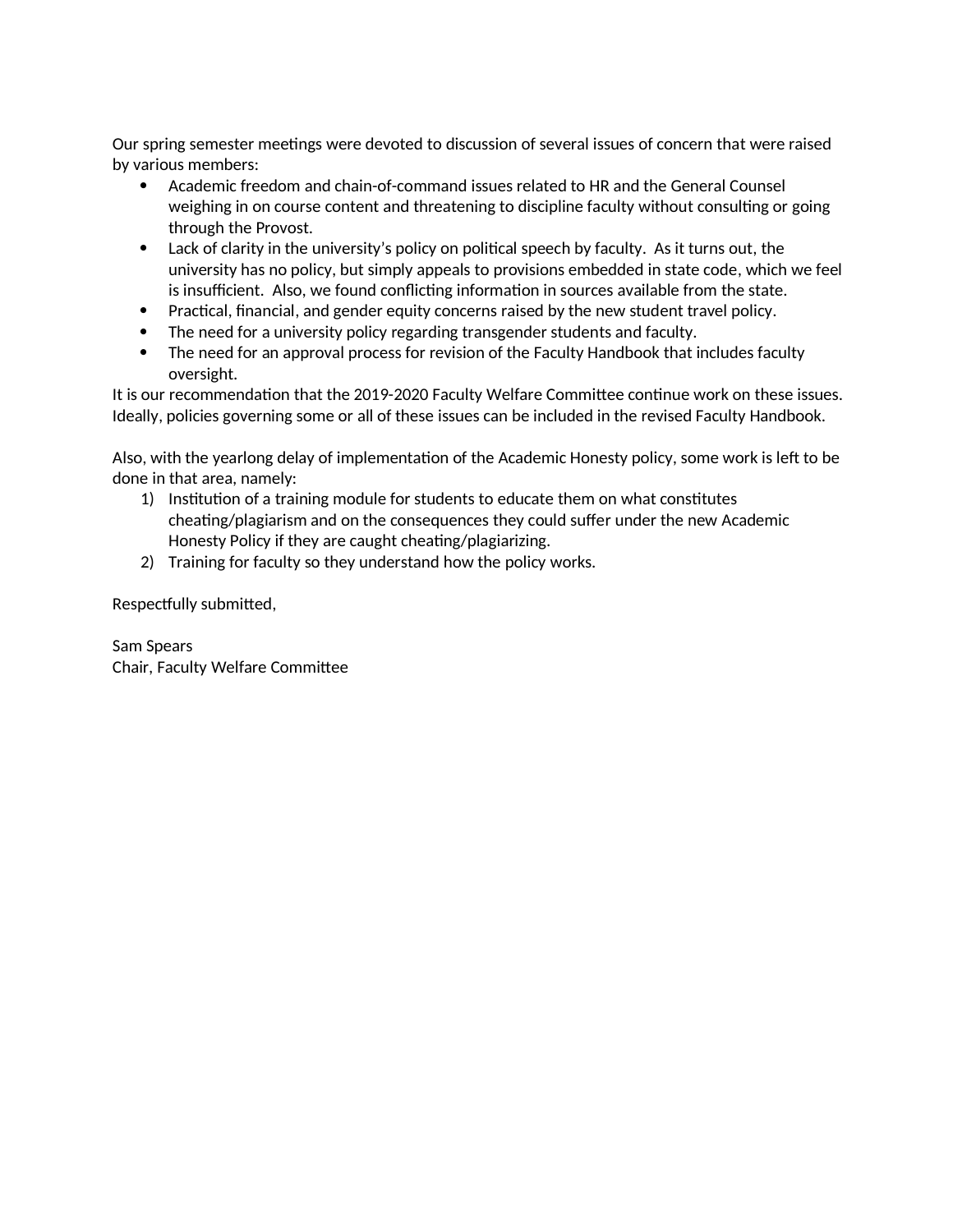Our spring semester meetings were devoted to discussion of several issues of concern that were raised by various members:

- Academic freedom and chain-of-command issues related to HR and the General Counsel weighing in on course content and threatening to discipline faculty without consulting or going through the Provost.
- Lack of clarity in the university's policy on political speech by faculty. As it turns out, the university has no policy, but simply appeals to provisions embedded in state code, which we feel is insufficient. Also, we found conflicting information in sources available from the state.
- Practical, financial, and gender equity concerns raised by the new student travel policy.
- The need for a university policy regarding transgender students and faculty.
- The need for an approval process for revision of the Faculty Handbook that includes faculty oversight.

It is our recommendation that the 2019-2020 Faculty Welfare Committee continue work on these issues. Ideally, policies governing some or all of these issues can be included in the revised Faculty Handbook.

Also, with the yearlong delay of implementation of the Academic Honesty policy, some work is left to be done in that area, namely:

1) Institution of a training module for students to educate them on what constitutes cheating/plagiarism and on the consequences they could suffer under the new Academic Honesty Policy if they are caught cheating/plagiarizing.
2) Training for faculty so they understand how the policy works.

Respectfully submitted,

Sam Spears
Chair, Faculty Welfare Committee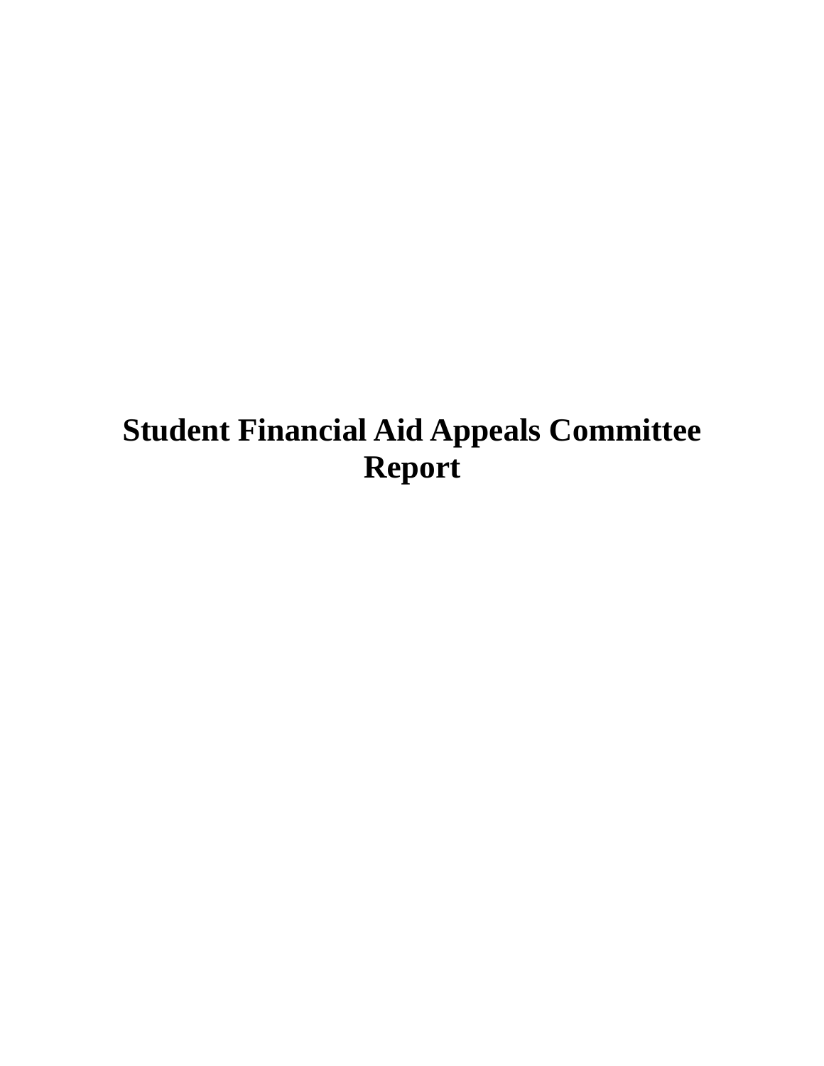# Student Financial Aid Appeals Committee Report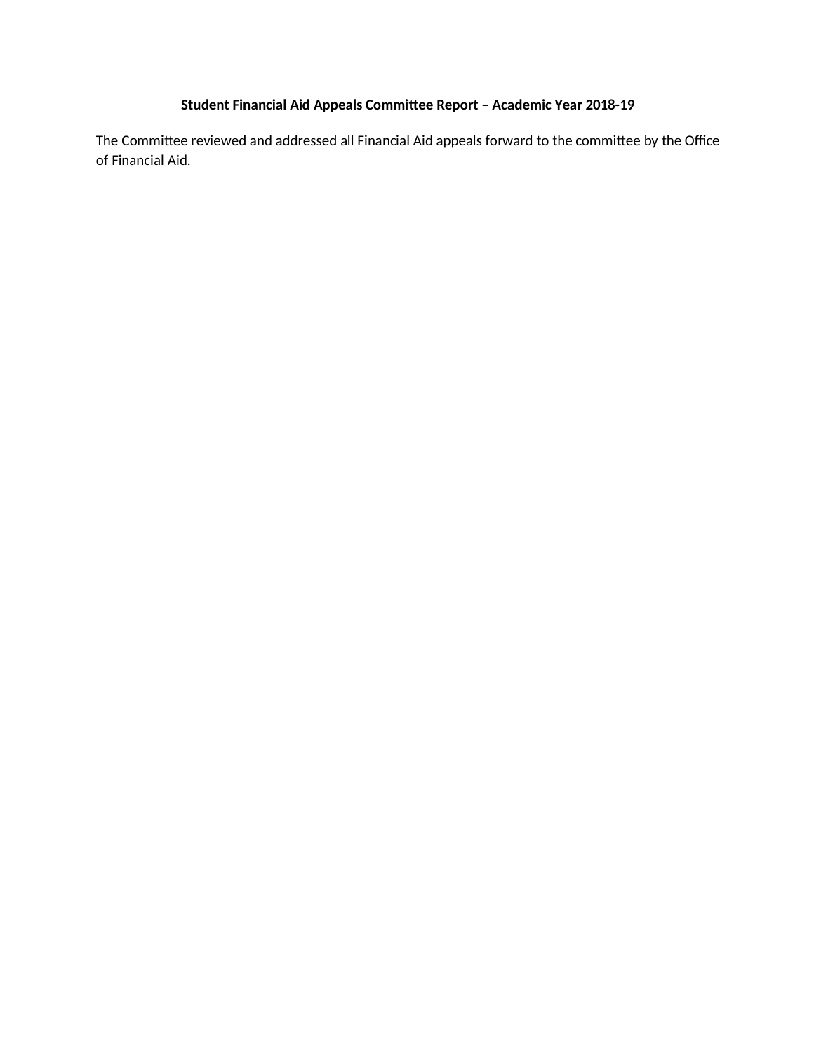**Student Financial Aid Appeals Committee Report – Academic Year 2018-19**

The Committee reviewed and addressed all Financial Aid appeals forward to the committee by the Office of Financial Aid.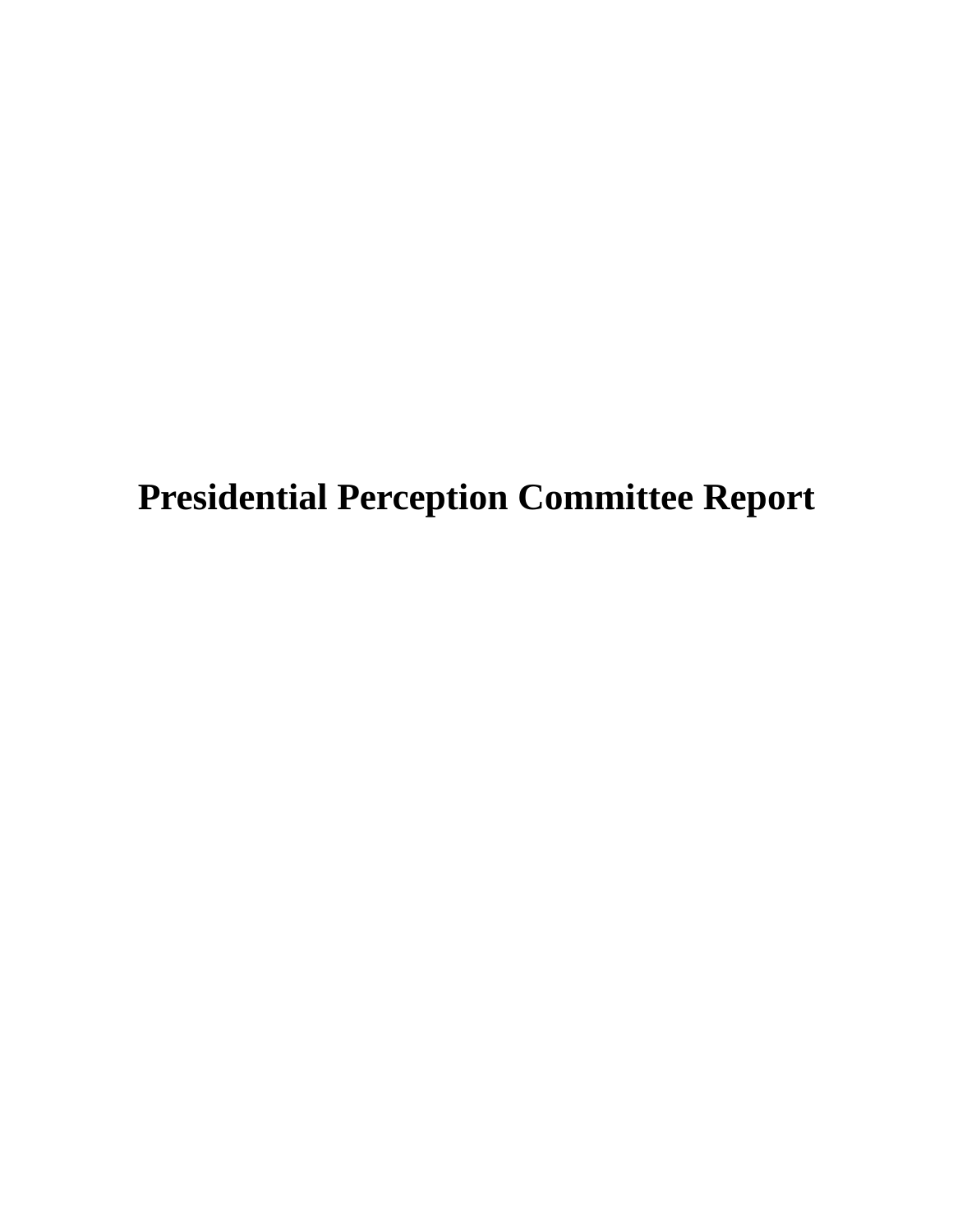# Presidential Perception Committee Report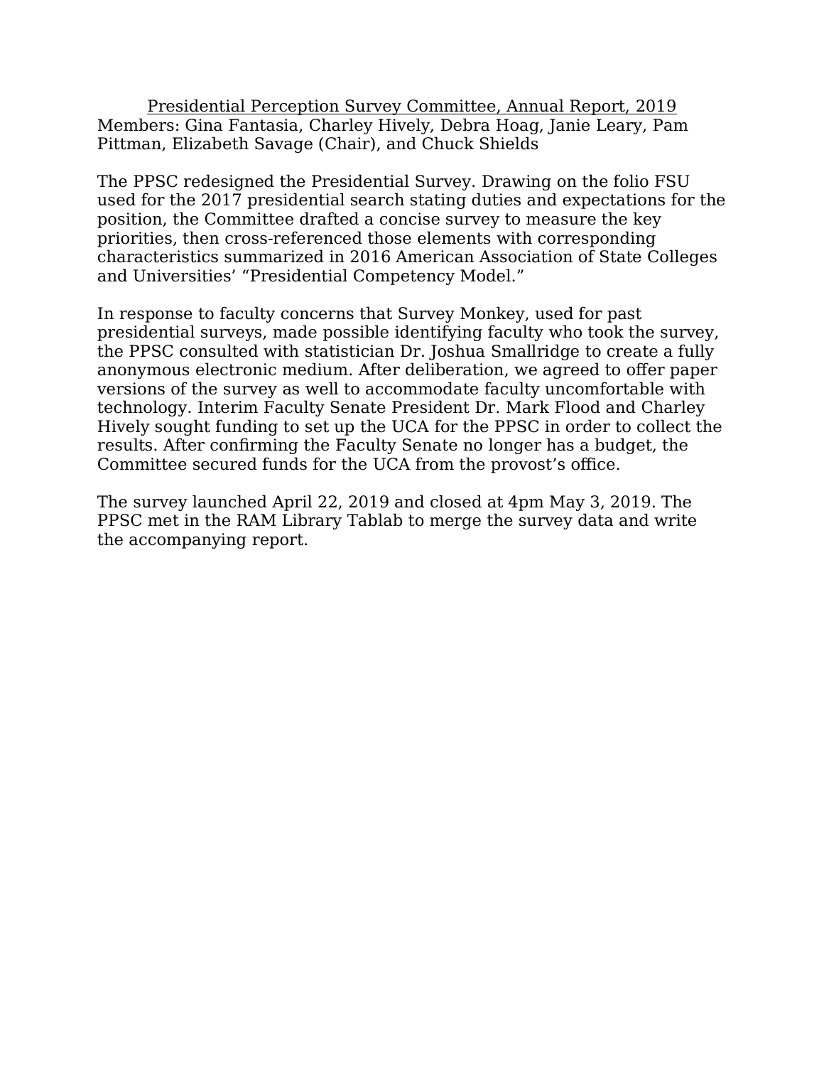<u>Presidential Perception Survey Committee, Annual Report, 2019</u>

Members: Gina Fantasia, Charley Hively, Debra Hoag, Janie Leary, Pam Pittman, Elizabeth Savage (Chair), and Chuck Shields

The PPSC redesigned the Presidential Survey. Drawing on the folio FSU used for the 2017 presidential search stating duties and expectations for the position, the Committee drafted a concise survey to measure the key priorities, then cross-referenced those elements with corresponding characteristics summarized in 2016 American Association of State Colleges and Universities' "Presidential Competency Model."

In response to faculty concerns that Survey Monkey, used for past presidential surveys, made possible identifying faculty who took the survey, the PPSC consulted with statistician Dr. Joshua Smallridge to create a fully anonymous electronic medium. After deliberation, we agreed to offer paper versions of the survey as well to accommodate faculty uncomfortable with technology. Interim Faculty Senate President Dr. Mark Flood and Charley Hively sought funding to set up the UCA for the PPSC in order to collect the results. After confirming the Faculty Senate no longer has a budget, the Committee secured funds for the UCA from the provost's office.

The survey launched April 22, 2019 and closed at 4pm May 3, 2019. The PPSC met in the RAM Library Tablab to merge the survey data and write the accompanying report.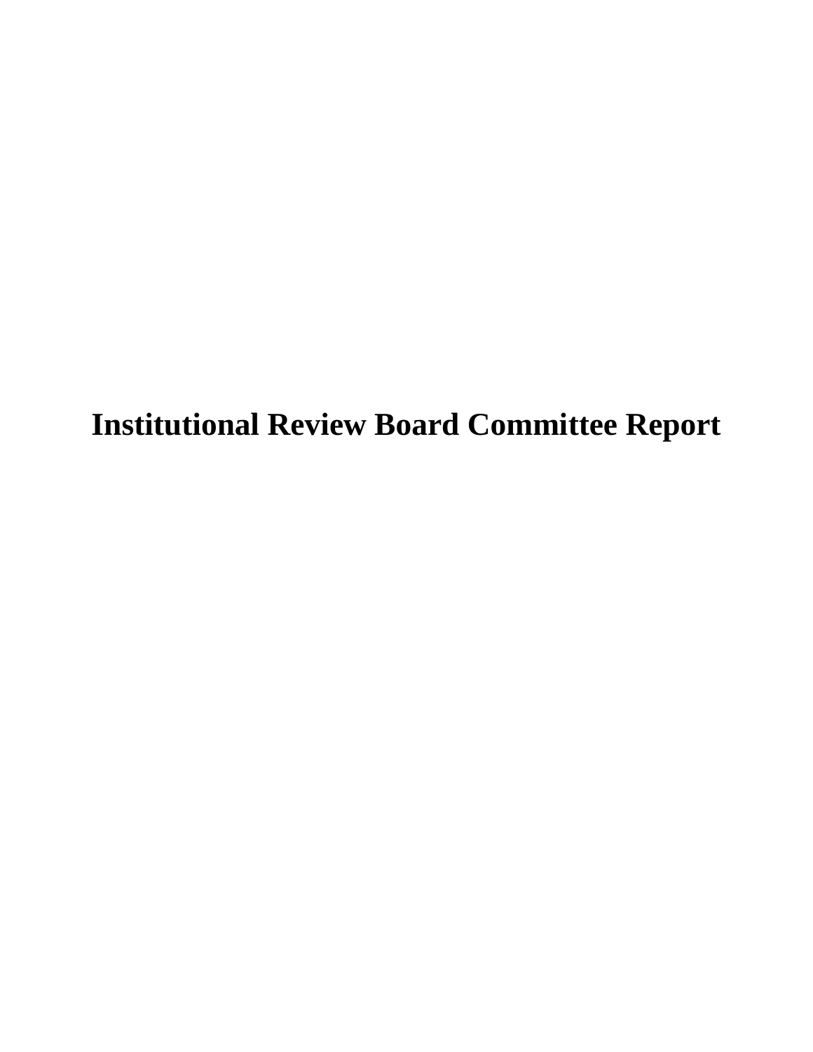# Institutional Review Board Committee Report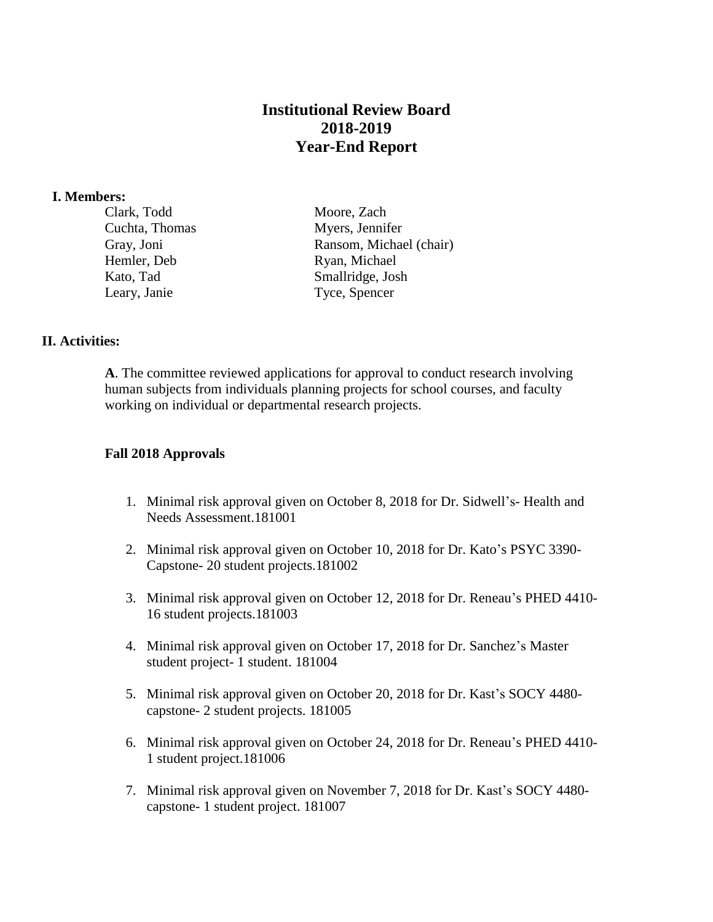# Institutional Review Board
# 2018-2019
# Year-End Report

**I. Members:**

| | |
|---|---|
| Clark, Todd | Moore, Zach |
| Cuchta, Thomas | Myers, Jennifer |
| Gray, Joni | Ransom, Michael (chair) |
| Hemler, Deb | Ryan, Michael |
| Kato, Tad | Smallridge, Josh |
| Leary, Janie | Tyce, Spencer |

**II. Activities:**

**A**. The committee reviewed applications for approval to conduct research involving human subjects from individuals planning projects for school courses, and faculty working on individual or departmental research projects.

**Fall 2018 Approvals**

1. Minimal risk approval given on October 8, 2018 for Dr. Sidwell's- Health and Needs Assessment.181001
2. Minimal risk approval given on October 10, 2018 for Dr. Kato's PSYC 3390- Capstone- 20 student projects.181002
3. Minimal risk approval given on October 12, 2018 for Dr. Reneau's PHED 4410- 16 student projects.181003
4. Minimal risk approval given on October 17, 2018 for Dr. Sanchez's Master student project- 1 student. 181004
5. Minimal risk approval given on October 20, 2018 for Dr. Kast's SOCY 4480- capstone- 2 student projects. 181005
6. Minimal risk approval given on October 24, 2018 for Dr. Reneau's PHED 4410- 1 student project.181006
7. Minimal risk approval given on November 7, 2018 for Dr. Kast's SOCY 4480- capstone- 1 student project. 181007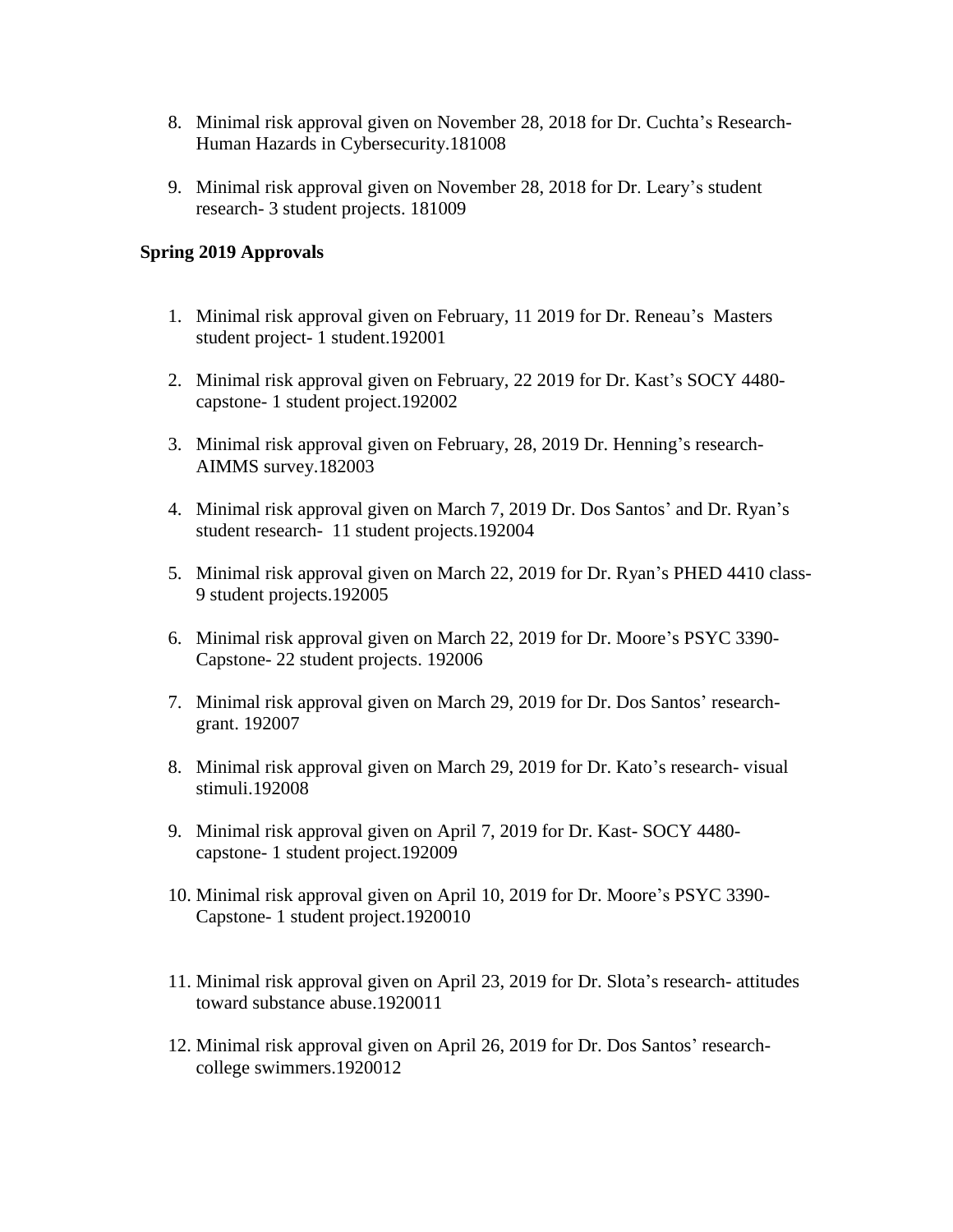8. Minimal risk approval given on November 28, 2018 for Dr. Cuchta's Research- Human Hazards in Cybersecurity.181008

9. Minimal risk approval given on November 28, 2018 for Dr. Leary's student research- 3 student projects. 181009

**Spring 2019 Approvals**

1. Minimal risk approval given on February, 11 2019 for Dr. Reneau's Masters student project- 1 student.192001

2. Minimal risk approval given on February, 22 2019 for Dr. Kast's SOCY 4480- capstone- 1 student project.192002

3. Minimal risk approval given on February, 28, 2019 Dr. Henning's research- AIMMS survey.182003

4. Minimal risk approval given on March 7, 2019 Dr. Dos Santos' and Dr. Ryan's student research- 11 student projects.192004

5. Minimal risk approval given on March 22, 2019 for Dr. Ryan's PHED 4410 class- 9 student projects.192005

6. Minimal risk approval given on March 22, 2019 for Dr. Moore's PSYC 3390- Capstone- 22 student projects. 192006

7. Minimal risk approval given on March 29, 2019 for Dr. Dos Santos' research- grant. 192007

8. Minimal risk approval given on March 29, 2019 for Dr. Kato's research- visual stimuli.192008

9. Minimal risk approval given on April 7, 2019 for Dr. Kast- SOCY 4480- capstone- 1 student project.192009

10. Minimal risk approval given on April 10, 2019 for Dr. Moore's PSYC 3390- Capstone- 1 student project.1920010

11. Minimal risk approval given on April 23, 2019 for Dr. Slota's research- attitudes toward substance abuse.1920011

12. Minimal risk approval given on April 26, 2019 for Dr. Dos Santos' research- college swimmers.1920012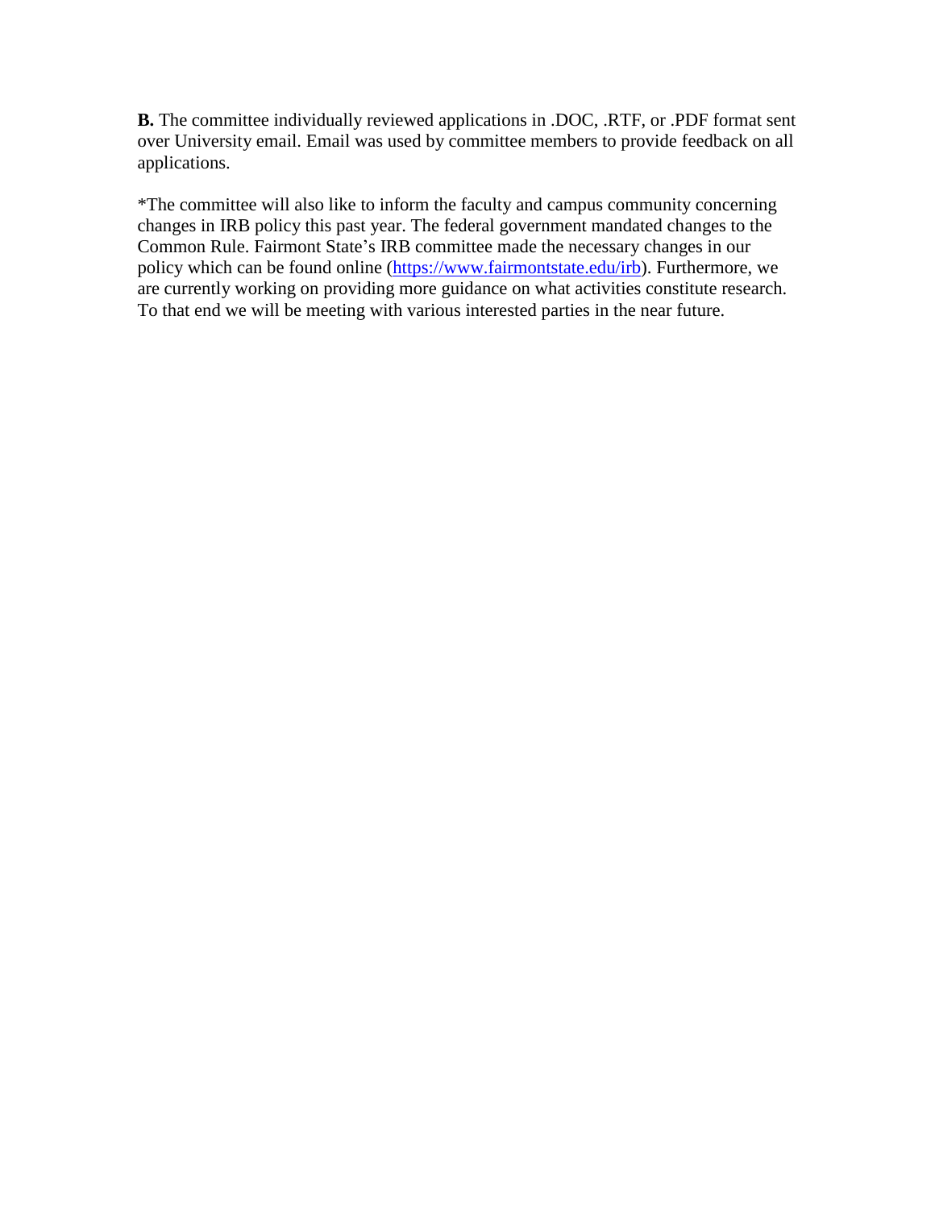**B.** The committee individually reviewed applications in .DOC, .RTF, or .PDF format sent over University email. Email was used by committee members to provide feedback on all applications.

*The committee will also like to inform the faculty and campus community concerning changes in IRB policy this past year. The federal government mandated changes to the Common Rule. Fairmont State's IRB committee made the necessary changes in our policy which can be found online (https://www.fairmontstate.edu/irb). Furthermore, we are currently working on providing more guidance on what activities constitute research. To that end we will be meeting with various interested parties in the near future.